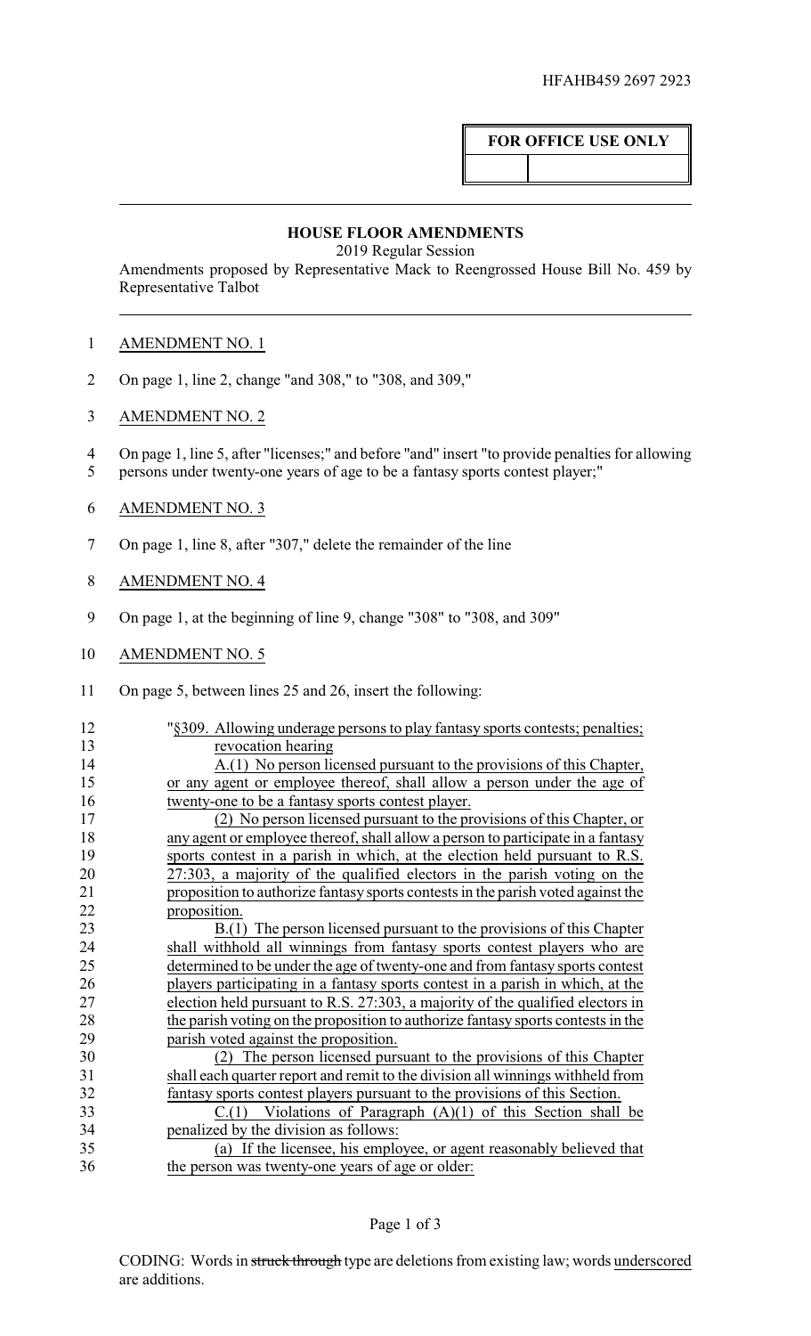HFAHB459 2697 2923

**FOR OFFICE USE ONLY**

## HOUSE FLOOR AMENDMENTS

2019 Regular Session

Amendments proposed by Representative Mack to Reengrossed House Bill No. 459 by Representative Talbot

AMENDMENT NO. 1

On page 1, line 2, change "and 308," to "308, and 309,"

AMENDMENT NO. 2

On page 1, line 5, after "licenses;" and before "and" insert "to provide penalties for allowing persons under twenty-one years of age to be a fantasy sports contest player;"

AMENDMENT NO. 3

On page 1, line 8, after "307," delete the remainder of the line

AMENDMENT NO. 4

On page 1, at the beginning of line 9, change "308" to "308, and 309"

AMENDMENT NO. 5

On page 5, between lines 25 and 26, insert the following:

"§309. Allowing underage persons to play fantasy sports contests; penalties; revocation hearing

A.(1) No person licensed pursuant to the provisions of this Chapter, or any agent or employee thereof, shall allow a person under the age of twenty-one to be a fantasy sports contest player.

(2) No person licensed pursuant to the provisions of this Chapter, or any agent or employee thereof, shall allow a person to participate in a fantasy sports contest in a parish in which, at the election held pursuant to R.S. 27:303, a majority of the qualified electors in the parish voting on the proposition to authorize fantasy sports contests in the parish voted against the proposition.

B.(1) The person licensed pursuant to the provisions of this Chapter shall withhold all winnings from fantasy sports contest players who are determined to be under the age of twenty-one and from fantasy sports contest players participating in a fantasy sports contest in a parish in which, at the election held pursuant to R.S. 27:303, a majority of the qualified electors in the parish voting on the proposition to authorize fantasy sports contests in the parish voted against the proposition.

(2) The person licensed pursuant to the provisions of this Chapter shall each quarter report and remit to the division all winnings withheld from fantasy sports contest players pursuant to the provisions of this Section.

C.(1) Violations of Paragraph (A)(1) of this Section shall be penalized by the division as follows:

(a) If the licensee, his employee, or agent reasonably believed that the person was twenty-one years of age or older:

CODING: Words in ~~struck through~~ type are deletions from existing law; words underscored are additions.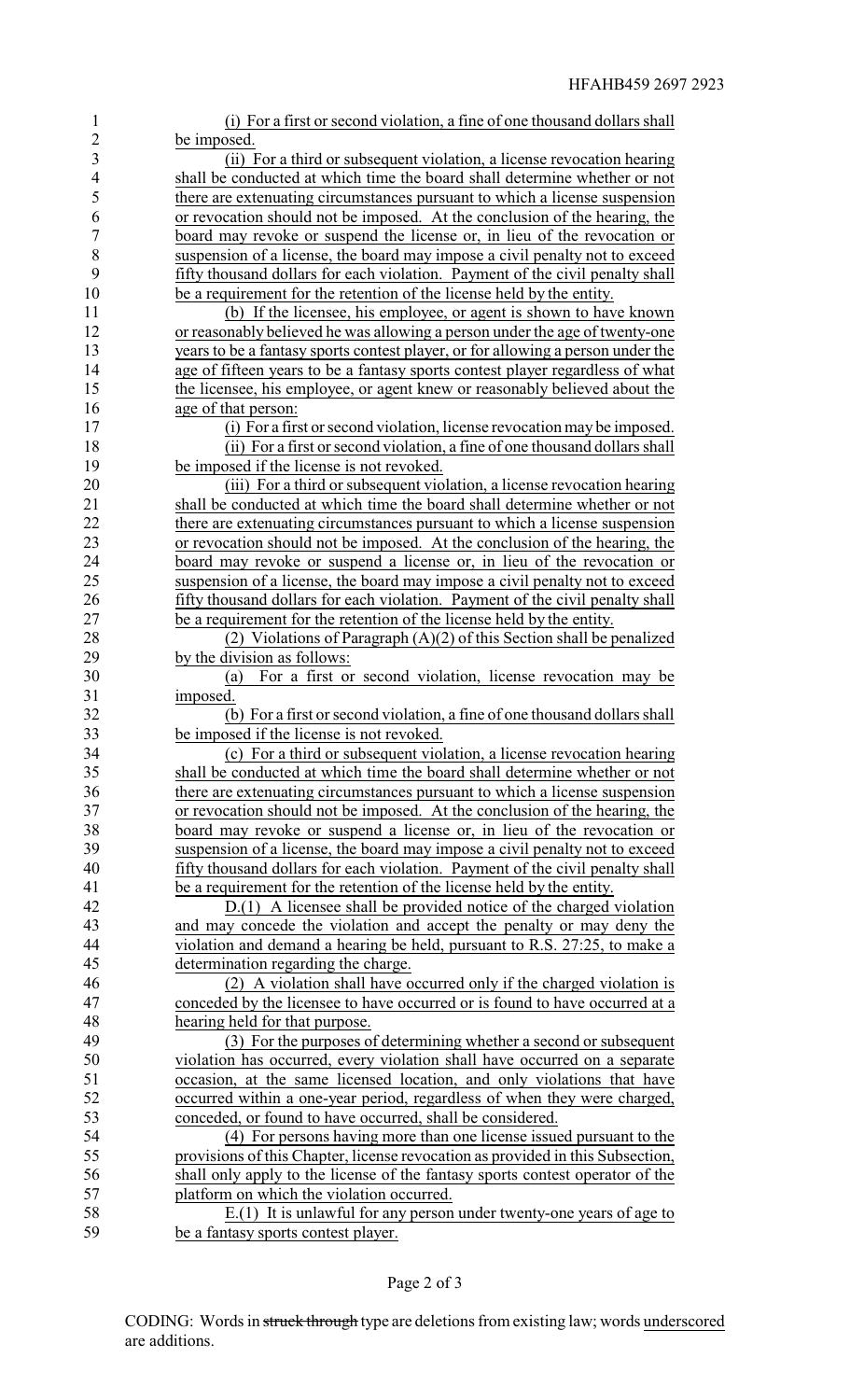(i) For a first or second violation, a fine of one thousand dollars shall be imposed.

(ii) For a third or subsequent violation, a license revocation hearing shall be conducted at which time the board shall determine whether or not there are extenuating circumstances pursuant to which a license suspension or revocation should not be imposed. At the conclusion of the hearing, the board may revoke or suspend the license or, in lieu of the revocation or suspension of a license, the board may impose a civil penalty not to exceed fifty thousand dollars for each violation. Payment of the civil penalty shall be a requirement for the retention of the license held by the entity.

(b) If the licensee, his employee, or agent is shown to have known or reasonably believed he was allowing a person under the age of twenty-one years to be a fantasy sports contest player, or for allowing a person under the age of fifteen years to be a fantasy sports contest player regardless of what the licensee, his employee, or agent knew or reasonably believed about the age of that person:

(i) For a first or second violation, license revocation may be imposed.

(ii) For a first or second violation, a fine of one thousand dollars shall be imposed if the license is not revoked.

(iii) For a third or subsequent violation, a license revocation hearing shall be conducted at which time the board shall determine whether or not there are extenuating circumstances pursuant to which a license suspension or revocation should not be imposed. At the conclusion of the hearing, the board may revoke or suspend a license or, in lieu of the revocation or suspension of a license, the board may impose a civil penalty not to exceed fifty thousand dollars for each violation. Payment of the civil penalty shall be a requirement for the retention of the license held by the entity.

(2) Violations of Paragraph (A)(2) of this Section shall be penalized by the division as follows:

(a) For a first or second violation, license revocation may be imposed.

(b) For a first or second violation, a fine of one thousand dollars shall be imposed if the license is not revoked.

(c) For a third or subsequent violation, a license revocation hearing shall be conducted at which time the board shall determine whether or not there are extenuating circumstances pursuant to which a license suspension or revocation should not be imposed. At the conclusion of the hearing, the board may revoke or suspend a license or, in lieu of the revocation or suspension of a license, the board may impose a civil penalty not to exceed fifty thousand dollars for each violation. Payment of the civil penalty shall be a requirement for the retention of the license held by the entity.

D.(1) A licensee shall be provided notice of the charged violation and may concede the violation and accept the penalty or may deny the violation and demand a hearing be held, pursuant to R.S. 27:25, to make a determination regarding the charge.

(2) A violation shall have occurred only if the charged violation is conceded by the licensee to have occurred or is found to have occurred at a hearing held for that purpose.

(3) For the purposes of determining whether a second or subsequent violation has occurred, every violation shall have occurred on a separate occasion, at the same licensed location, and only violations that have occurred within a one-year period, regardless of when they were charged, conceded, or found to have occurred, shall be considered.

(4) For persons having more than one license issued pursuant to the provisions of this Chapter, license revocation as provided in this Subsection, shall only apply to the license of the fantasy sports contest operator of the platform on which the violation occurred.

E.(1) It is unlawful for any person under twenty-one years of age to be a fantasy sports contest player.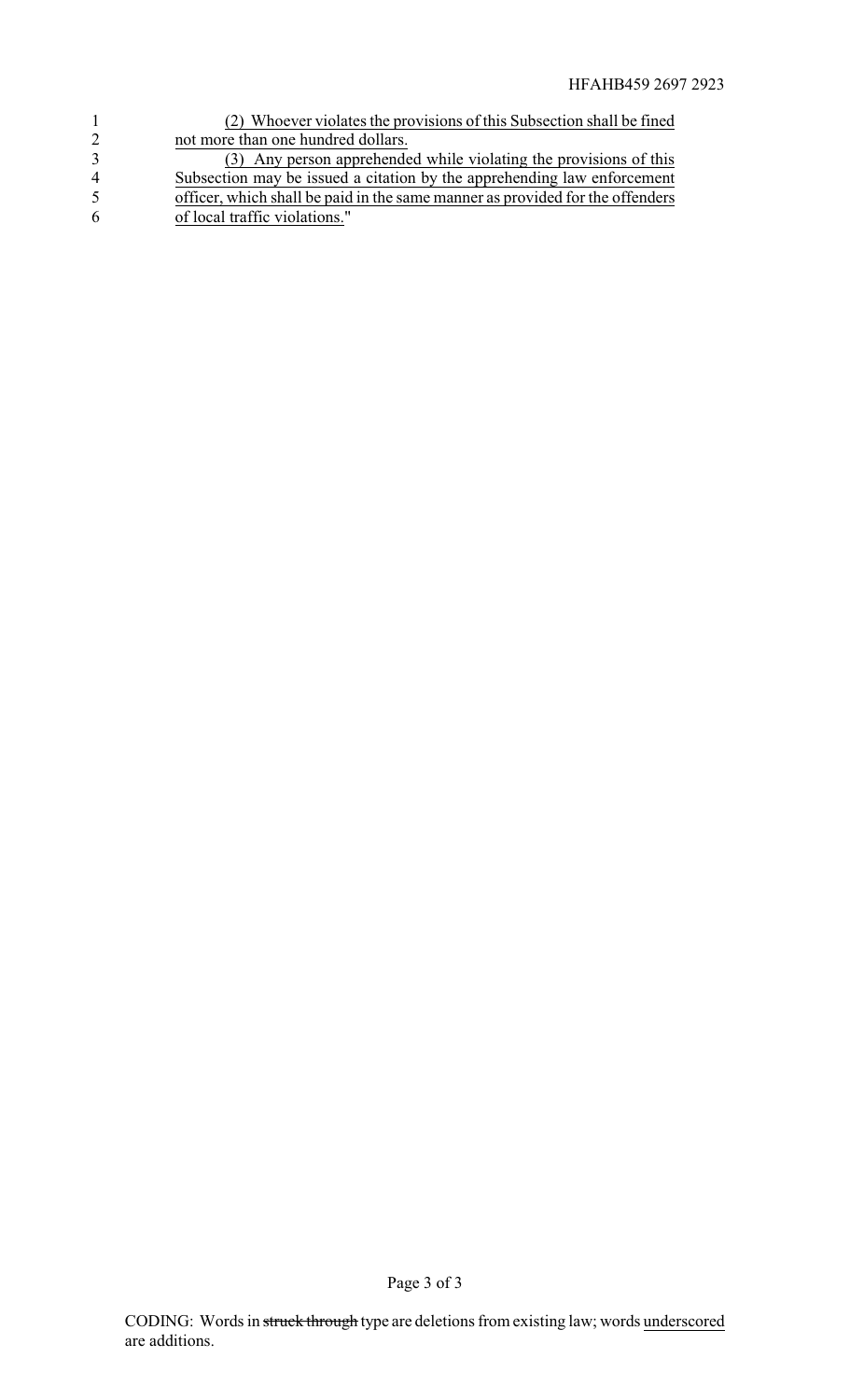<u>(2) Whoever violates the provisions of this Subsection shall be fined not more than one hundred dollars.</u>

<u>(3) Any person apprehended while violating the provisions of this Subsection may be issued a citation by the apprehending law enforcement officer, which shall be paid in the same manner as provided for the offenders of local traffic violations.</u>"

CODING: Words in ~~struck through~~ type are deletions from existing law; words <u>underscored</u> are additions.